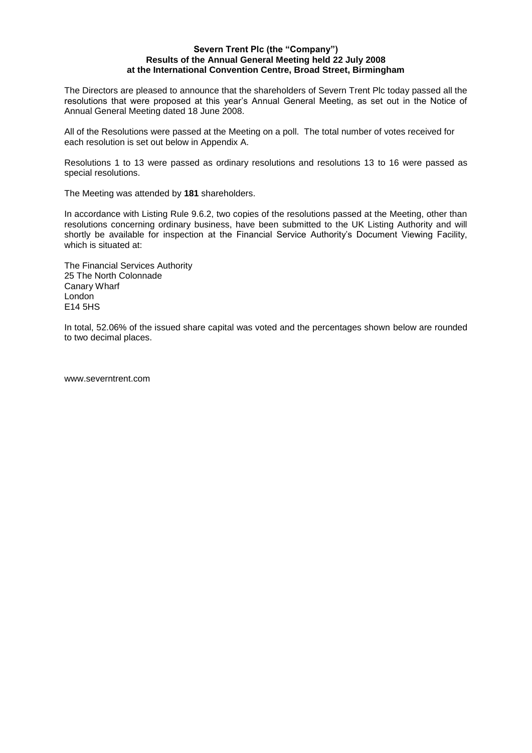**Severn Trent Plc (the "Company")**
**Results of the Annual General Meeting held 22 July 2008**
**at the International Convention Centre, Broad Street, Birmingham**

The Directors are pleased to announce that the shareholders of Severn Trent Plc today passed all the resolutions that were proposed at this year's Annual General Meeting, as set out in the Notice of Annual General Meeting dated 18 June 2008.

All of the Resolutions were passed at the Meeting on a poll. The total number of votes received for each resolution is set out below in Appendix A.

Resolutions 1 to 13 were passed as ordinary resolutions and resolutions 13 to 16 were passed as special resolutions.

The Meeting was attended by **181** shareholders.

In accordance with Listing Rule 9.6.2, two copies of the resolutions passed at the Meeting, other than resolutions concerning ordinary business, have been submitted to the UK Listing Authority and will shortly be available for inspection at the Financial Service Authority's Document Viewing Facility, which is situated at:

The Financial Services Authority
25 The North Colonnade
Canary Wharf
London
E14 5HS

In total, 52.06% of the issued share capital was voted and the percentages shown below are rounded to two decimal places.

www.severntrent.com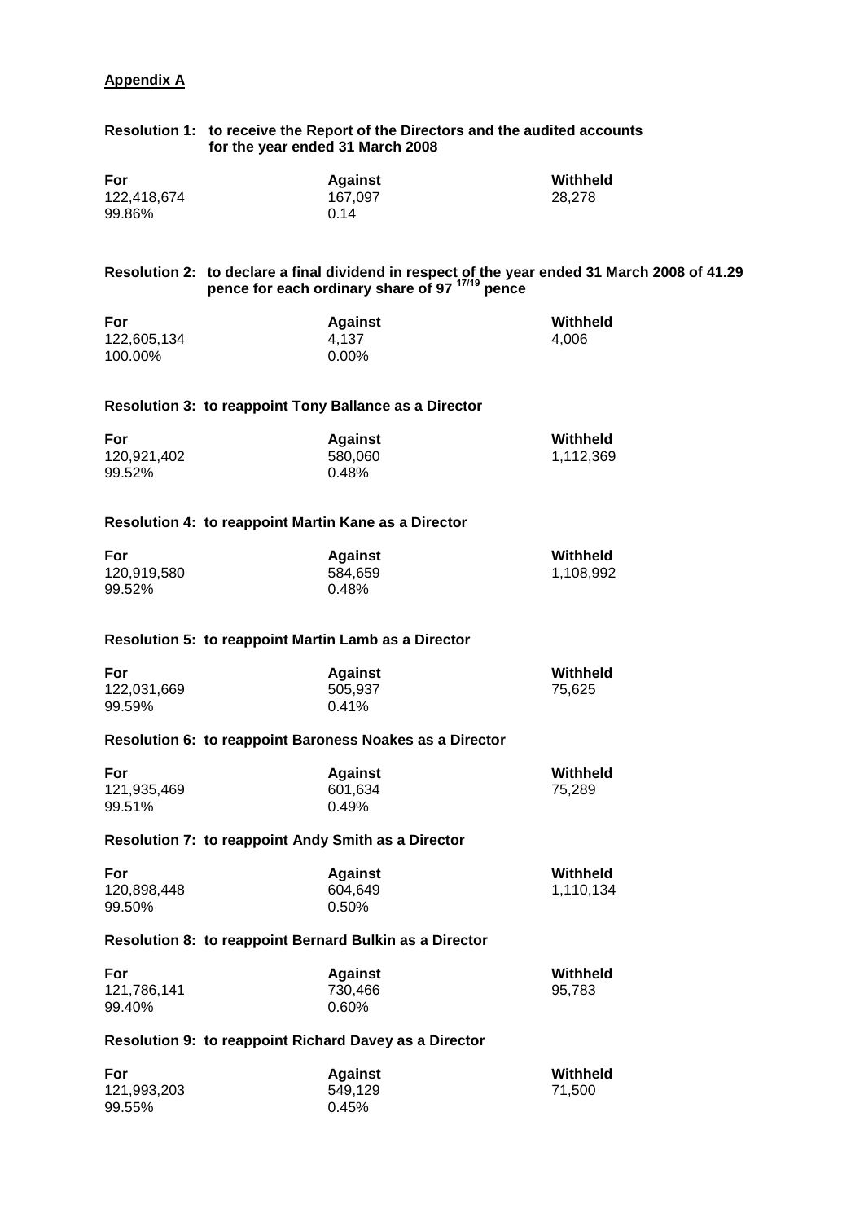**Appendix A**

**Resolution 1: to receive the Report of the Directors and the audited accounts for the year ended 31 March 2008**

| For | Against | Withheld |
|---|---|---|
| 122,418,674 | 167,097 | 28,278 |
| 99.86% | 0.14 | |

**Resolution 2: to declare a final dividend in respect of the year ended 31 March 2008 of 41.29 pence for each ordinary share of 97 $^{17/19}$ pence**

| For | Against | Withheld |
|---|---|---|
| 122,605,134 | 4,137 | 4,006 |
| 100.00% | 0.00% | |

**Resolution 3: to reappoint Tony Ballance as a Director**

| For | Against | Withheld |
|---|---|---|
| 120,921,402 | 580,060 | 1,112,369 |
| 99.52% | 0.48% | |

**Resolution 4: to reappoint Martin Kane as a Director**

| For | Against | Withheld |
|---|---|---|
| 120,919,580 | 584,659 | 1,108,992 |
| 99.52% | 0.48% | |

**Resolution 5: to reappoint Martin Lamb as a Director**

| For | Against | Withheld |
|---|---|---|
| 122,031,669 | 505,937 | 75,625 |
| 99.59% | 0.41% | |

**Resolution 6: to reappoint Baroness Noakes as a Director**

| For | Against | Withheld |
|---|---|---|
| 121,935,469 | 601,634 | 75,289 |
| 99.51% | 0.49% | |

**Resolution 7: to reappoint Andy Smith as a Director**

| For | Against | Withheld |
|---|---|---|
| 120,898,448 | 604,649 | 1,110,134 |
| 99.50% | 0.50% | |

**Resolution 8: to reappoint Bernard Bulkin as a Director**

| For | Against | Withheld |
|---|---|---|
| 121,786,141 | 730,466 | 95,783 |
| 99.40% | 0.60% | |

**Resolution 9: to reappoint Richard Davey as a Director**

| For | Against | Withheld |
|---|---|---|
| 121,993,203 | 549,129 | 71,500 |
| 99.55% | 0.45% | |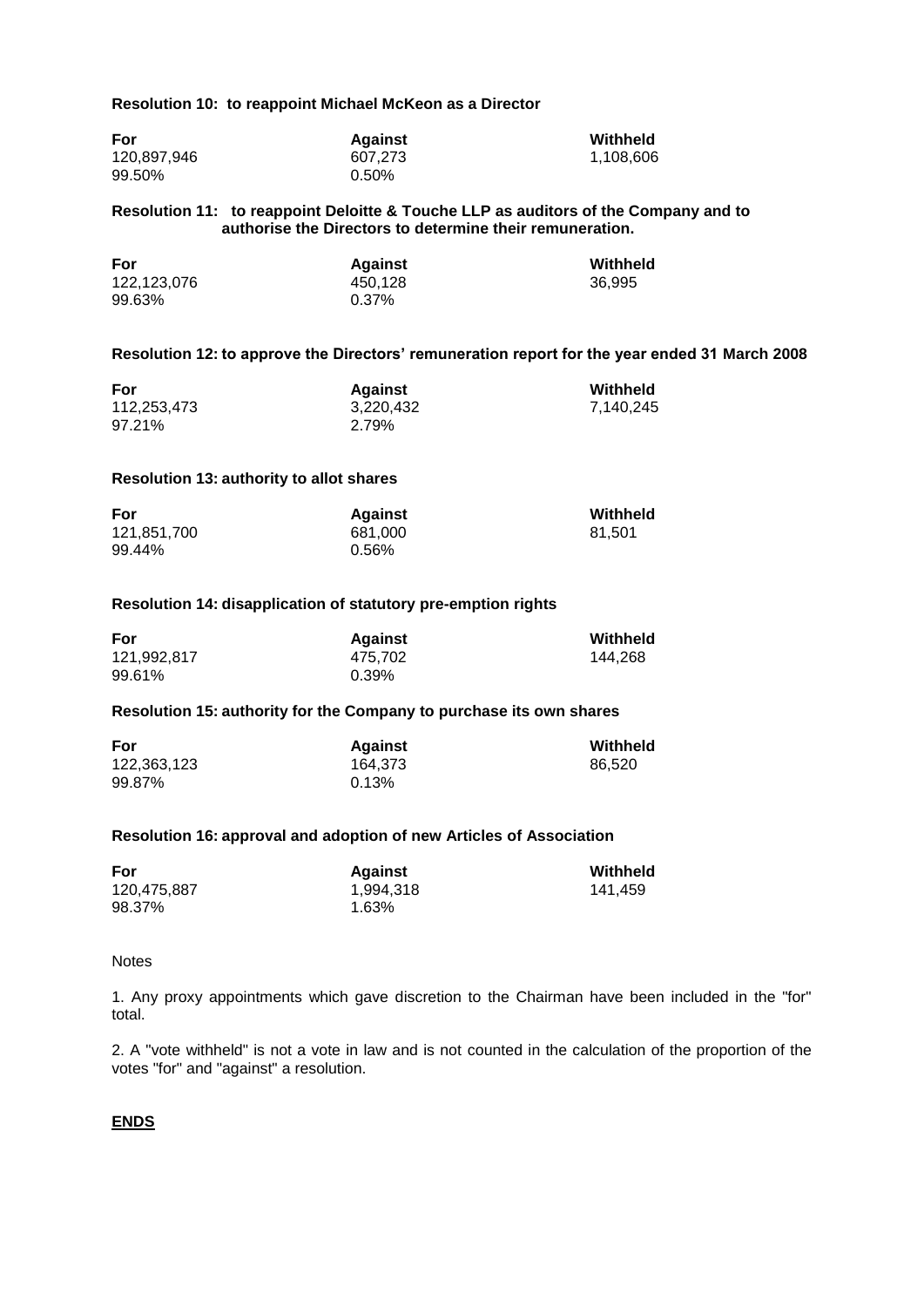**Resolution 10: to reappoint Michael McKeon as a Director**

| For | Against | Withheld |
| --- | --- | --- |
| 120,897,946 | 607,273 | 1,108,606 |
| 99.50% | 0.50% | |

**Resolution 11: to reappoint Deloitte & Touche LLP as auditors of the Company and to authorise the Directors to determine their remuneration.**

| For | Against | Withheld |
| --- | --- | --- |
| 122,123,076 | 450,128 | 36,995 |
| 99.63% | 0.37% | |

**Resolution 12: to approve the Directors' remuneration report for the year ended 31 March 2008**

| For | Against | Withheld |
| --- | --- | --- |
| 112,253,473 | 3,220,432 | 7,140,245 |
| 97.21% | 2.79% | |

**Resolution 13: authority to allot shares**

| For | Against | Withheld |
| --- | --- | --- |
| 121,851,700 | 681,000 | 81,501 |
| 99.44% | 0.56% | |

**Resolution 14: disapplication of statutory pre-emption rights**

| For | Against | Withheld |
| --- | --- | --- |
| 121,992,817 | 475,702 | 144,268 |
| 99.61% | 0.39% | |

**Resolution 15: authority for the Company to purchase its own shares**

| For | Against | Withheld |
| --- | --- | --- |
| 122,363,123 | 164,373 | 86,520 |
| 99.87% | 0.13% | |

**Resolution 16: approval and adoption of new Articles of Association**

| For | Against | Withheld |
| --- | --- | --- |
| 120,475,887 | 1,994,318 | 141,459 |
| 98.37% | 1.63% | |

Notes

1. Any proxy appointments which gave discretion to the Chairman have been included in the "for" total.

2. A "vote withheld" is not a vote in law and is not counted in the calculation of the proportion of the votes "for" and "against" a resolution.

**ENDS**